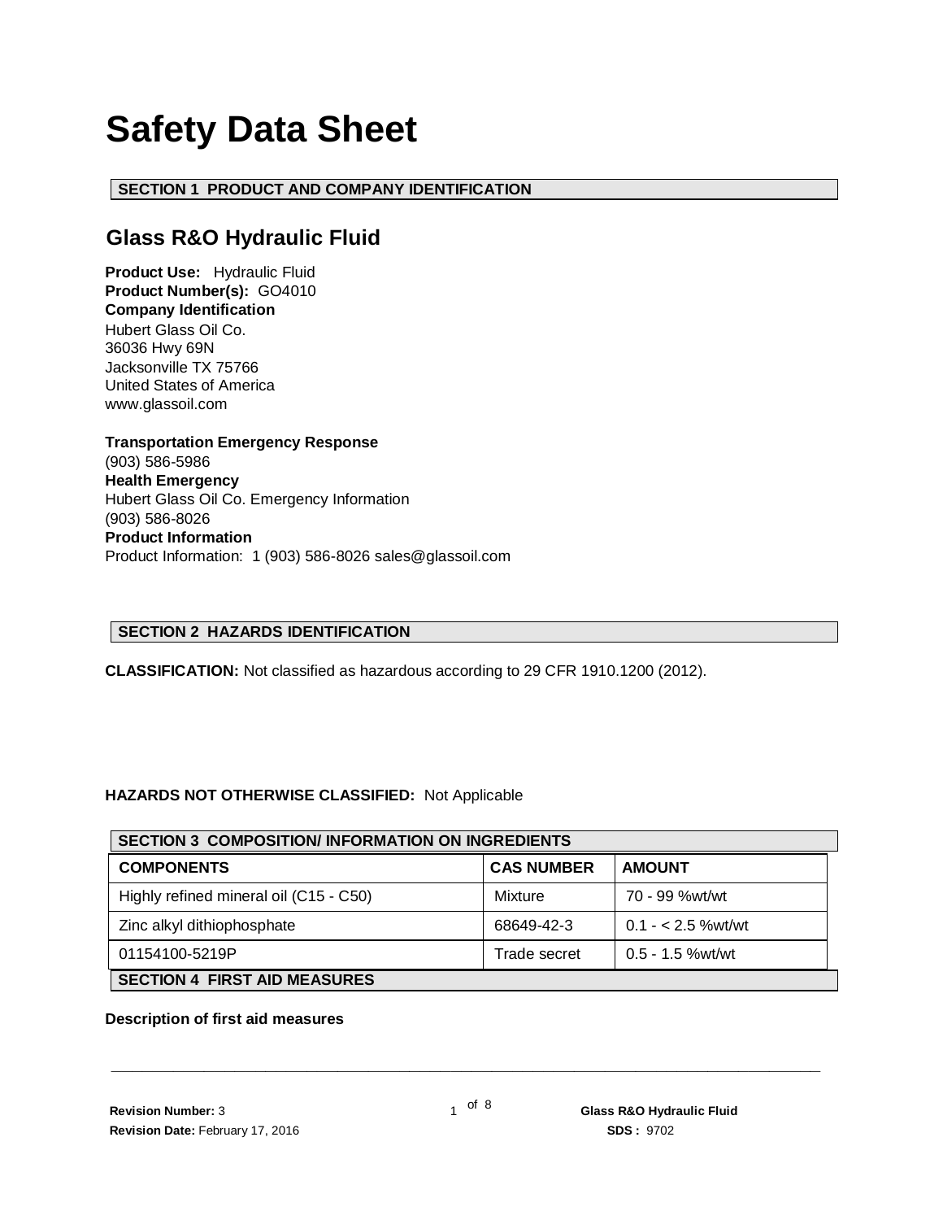# Safety Data Sheet

## SECTION 1 PRODUCT AND COMPANY IDENTIFICATION

### Glass R&O Hydraulic Fluid

**Product Use:** Hydraulic Fluid
**Product Number(s):** GO4010
**Company Identification**
Hubert Glass Oil Co.
36036 Hwy 69N
Jacksonville TX 75766
United States of America
www.glassoil.com

**Transportation Emergency Response**
(903) 586-5986
**Health Emergency**
Hubert Glass Oil Co. Emergency Information
(903) 586-8026
**Product Information**
Product Information: 1 (903) 586-8026 sales@glassoil.com

## SECTION 2 HAZARDS IDENTIFICATION

**CLASSIFICATION:** Not classified as hazardous according to 29 CFR 1910.1200 (2012).

**HAZARDS NOT OTHERWISE CLASSIFIED:** Not Applicable

## SECTION 3 COMPOSITION/ INFORMATION ON INGREDIENTS

| COMPONENTS | CAS NUMBER | AMOUNT |
|---|---|---|
| Highly refined mineral oil (C15 - C50) | Mixture | 70 - 99 %wt/wt |
| Zinc alkyl dithiophosphate | 68649-42-3 | 0.1 - < 2.5 %wt/wt |
| 01154100-5219P | Trade secret | 0.5 - 1.5 %wt/wt |

## SECTION 4 FIRST AID MEASURES

**Description of first aid measures**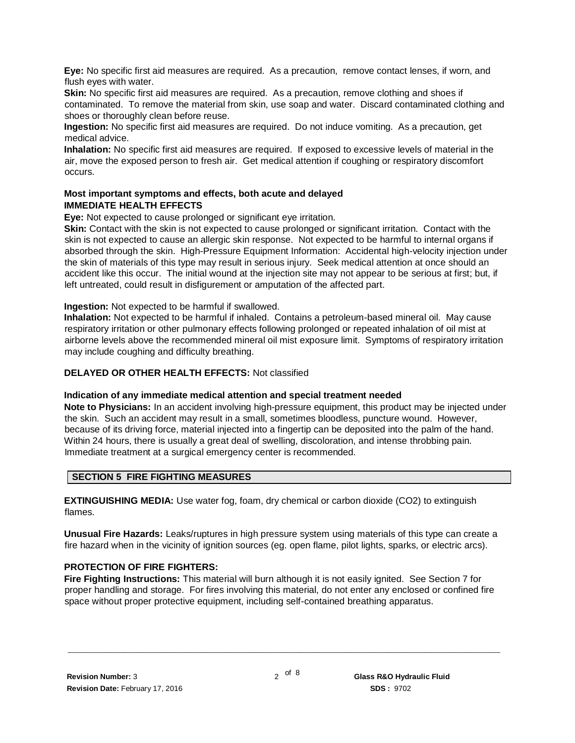**Eye:** No specific first aid measures are required. As a precaution, remove contact lenses, if worn, and flush eyes with water.

**Skin:** No specific first aid measures are required. As a precaution, remove clothing and shoes if contaminated. To remove the material from skin, use soap and water. Discard contaminated clothing and shoes or thoroughly clean before reuse.

**Ingestion:** No specific first aid measures are required. Do not induce vomiting. As a precaution, get medical advice.

**Inhalation:** No specific first aid measures are required. If exposed to excessive levels of material in the air, move the exposed person to fresh air. Get medical attention if coughing or respiratory discomfort occurs.

**Most important symptoms and effects, both acute and delayed**

**IMMEDIATE HEALTH EFFECTS**

**Eye:** Not expected to cause prolonged or significant eye irritation.

**Skin:** Contact with the skin is not expected to cause prolonged or significant irritation. Contact with the skin is not expected to cause an allergic skin response. Not expected to be harmful to internal organs if absorbed through the skin. High-Pressure Equipment Information: Accidental high-velocity injection under the skin of materials of this type may result in serious injury. Seek medical attention at once should an accident like this occur. The initial wound at the injection site may not appear to be serious at first; but, if left untreated, could result in disfigurement or amputation of the affected part.

**Ingestion:** Not expected to be harmful if swallowed.

**Inhalation:** Not expected to be harmful if inhaled. Contains a petroleum-based mineral oil. May cause respiratory irritation or other pulmonary effects following prolonged or repeated inhalation of oil mist at airborne levels above the recommended mineral oil mist exposure limit. Symptoms of respiratory irritation may include coughing and difficulty breathing.

**DELAYED OR OTHER HEALTH EFFECTS:** Not classified

**Indication of any immediate medical attention and special treatment needed**

**Note to Physicians:** In an accident involving high-pressure equipment, this product may be injected under the skin. Such an accident may result in a small, sometimes bloodless, puncture wound. However, because of its driving force, material injected into a fingertip can be deposited into the palm of the hand. Within 24 hours, there is usually a great deal of swelling, discoloration, and intense throbbing pain. Immediate treatment at a surgical emergency center is recommended.

## SECTION 5 FIRE FIGHTING MEASURES

**EXTINGUISHING MEDIA:** Use water fog, foam, dry chemical or carbon dioxide ($CO_2$) to extinguish flames.

**Unusual Fire Hazards:** Leaks/ruptures in high pressure system using materials of this type can create a fire hazard when in the vicinity of ignition sources (eg. open flame, pilot lights, sparks, or electric arcs).

**PROTECTION OF FIRE FIGHTERS:**

**Fire Fighting Instructions:** This material will burn although it is not easily ignited. See Section 7 for proper handling and storage. For fires involving this material, do not enter any enclosed or confined fire space without proper protective equipment, including self-contained breathing apparatus.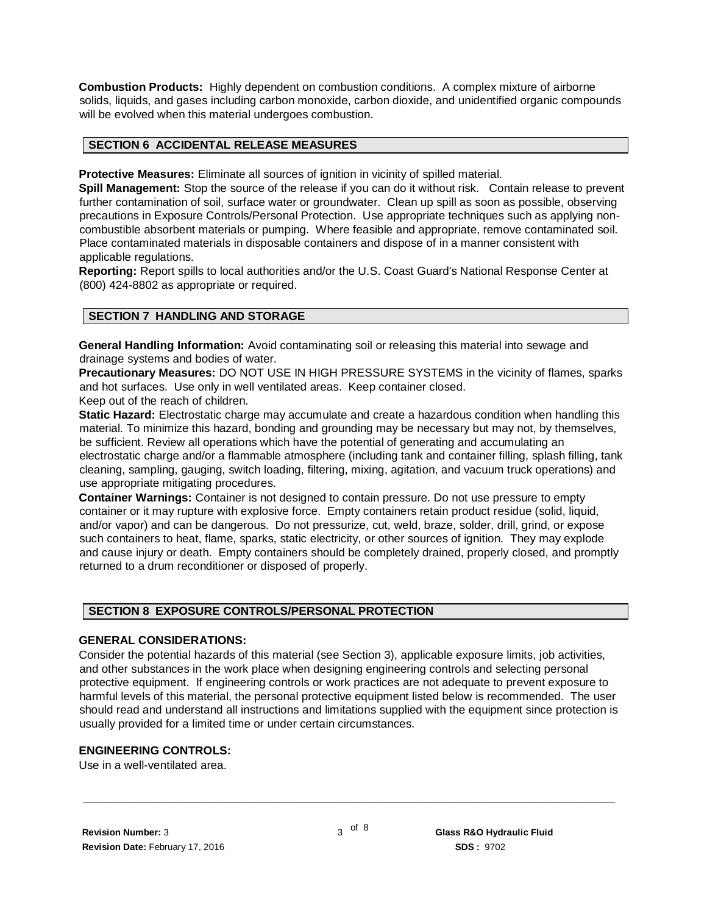**Combustion Products:** Highly dependent on combustion conditions. A complex mixture of airborne solids, liquids, and gases including carbon monoxide, carbon dioxide, and unidentified organic compounds will be evolved when this material undergoes combustion.

## SECTION 6 ACCIDENTAL RELEASE MEASURES

**Protective Measures:** Eliminate all sources of ignition in vicinity of spilled material.

**Spill Management:** Stop the source of the release if you can do it without risk. Contain release to prevent further contamination of soil, surface water or groundwater. Clean up spill as soon as possible, observing precautions in Exposure Controls/Personal Protection. Use appropriate techniques such as applying non-combustible absorbent materials or pumping. Where feasible and appropriate, remove contaminated soil. Place contaminated materials in disposable containers and dispose of in a manner consistent with applicable regulations.

**Reporting:** Report spills to local authorities and/or the U.S. Coast Guard's National Response Center at (800) 424-8802 as appropriate or required.

## SECTION 7 HANDLING AND STORAGE

**General Handling Information:** Avoid contaminating soil or releasing this material into sewage and drainage systems and bodies of water.

**Precautionary Measures:** DO NOT USE IN HIGH PRESSURE SYSTEMS in the vicinity of flames, sparks and hot surfaces. Use only in well ventilated areas. Keep container closed.
Keep out of the reach of children.

**Static Hazard:** Electrostatic charge may accumulate and create a hazardous condition when handling this material. To minimize this hazard, bonding and grounding may be necessary but may not, by themselves, be sufficient. Review all operations which have the potential of generating and accumulating an electrostatic charge and/or a flammable atmosphere (including tank and container filling, splash filling, tank cleaning, sampling, gauging, switch loading, filtering, mixing, agitation, and vacuum truck operations) and use appropriate mitigating procedures.

**Container Warnings:** Container is not designed to contain pressure. Do not use pressure to empty container or it may rupture with explosive force. Empty containers retain product residue (solid, liquid, and/or vapor) and can be dangerous. Do not pressurize, cut, weld, braze, solder, drill, grind, or expose such containers to heat, flame, sparks, static electricity, or other sources of ignition. They may explode and cause injury or death. Empty containers should be completely drained, properly closed, and promptly returned to a drum reconditioner or disposed of properly.

## SECTION 8 EXPOSURE CONTROLS/PERSONAL PROTECTION

### GENERAL CONSIDERATIONS:

Consider the potential hazards of this material (see Section 3), applicable exposure limits, job activities, and other substances in the work place when designing engineering controls and selecting personal protective equipment. If engineering controls or work practices are not adequate to prevent exposure to harmful levels of this material, the personal protective equipment listed below is recommended. The user should read and understand all instructions and limitations supplied with the equipment since protection is usually provided for a limited time or under certain circumstances.

### ENGINEERING CONTROLS:

Use in a well-ventilated area.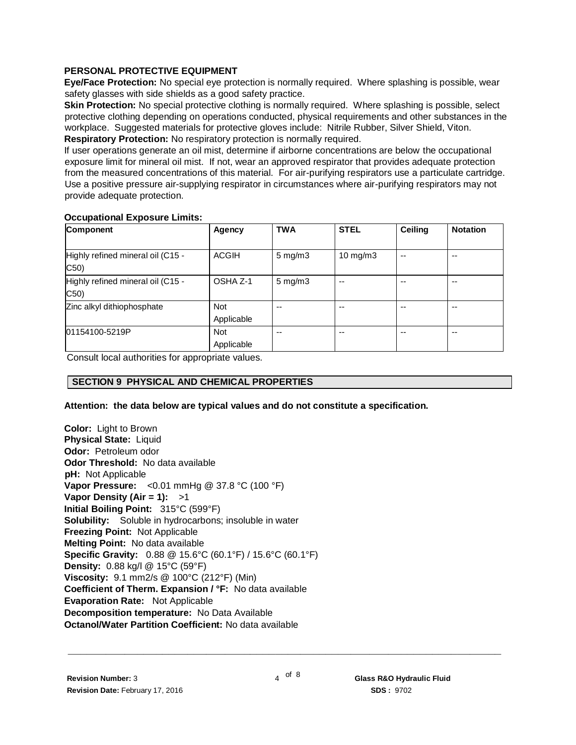**PERSONAL PROTECTIVE EQUIPMENT**

**Eye/Face Protection:** No special eye protection is normally required. Where splashing is possible, wear safety glasses with side shields as a good safety practice.

**Skin Protection:** No special protective clothing is normally required. Where splashing is possible, select protective clothing depending on operations conducted, physical requirements and other substances in the workplace. Suggested materials for protective gloves include: Nitrile Rubber, Silver Shield, Viton.

**Respiratory Protection:** No respiratory protection is normally required.

If user operations generate an oil mist, determine if airborne concentrations are below the occupational exposure limit for mineral oil mist. If not, wear an approved respirator that provides adequate protection from the measured concentrations of this material. For air-purifying respirators use a particulate cartridge. Use a positive pressure air-supplying respirator in circumstances where air-purifying respirators may not provide adequate protection.

**Occupational Exposure Limits:**

| Component | Agency | TWA | STEL | Ceiling | Notation |
|---|---|---|---|---|---|
| Highly refined mineral oil (C15 - C50) | ACGIH | 5 mg/m3 | 10 mg/m3 | -- | -- |
| Highly refined mineral oil (C15 - C50) | OSHA Z-1 | 5 mg/m3 | -- | -- | -- |
| Zinc alkyl dithiophosphate | Not Applicable | -- | -- | -- | -- |
| 01154100-5219P | Not Applicable | -- | -- | -- | -- |

Consult local authorities for appropriate values.

## SECTION 9 PHYSICAL AND CHEMICAL PROPERTIES

**Attention: the data below are typical values and do not constitute a specification.**

**Color:** Light to Brown
**Physical State:** Liquid
**Odor:** Petroleum odor
**Odor Threshold:** No data available
**pH:** Not Applicable
**Vapor Pressure:** <0.01 mmHg @ 37.8 °C (100 °F)
**Vapor Density (Air = 1):** >1
**Initial Boiling Point:** 315°C (599°F)
**Solubility:** Soluble in hydrocarbons; insoluble in water
**Freezing Point:** Not Applicable
**Melting Point:** No data available
**Specific Gravity:** 0.88 @ 15.6°C (60.1°F) / 15.6°C (60.1°F)
**Density:** 0.88 kg/l @ 15°C (59°F)
**Viscosity:** 9.1 mm2/s @ 100°C (212°F) (Min)
**Coefficient of Therm. Expansion / °F:** No data available
**Evaporation Rate:** Not Applicable
**Decomposition temperature:** No Data Available
**Octanol/Water Partition Coefficient:** No data available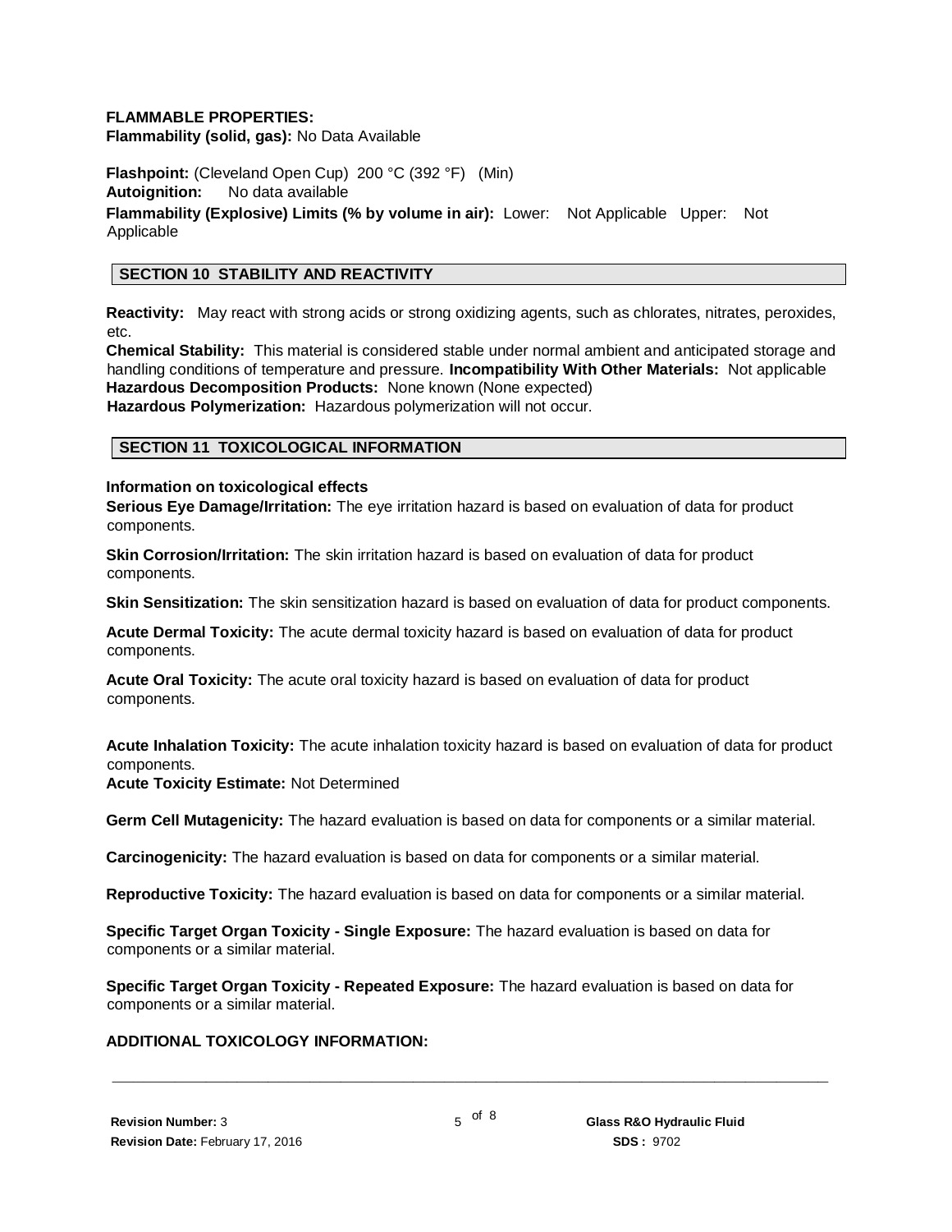**FLAMMABLE PROPERTIES:**
**Flammability (solid, gas):** No Data Available

**Flashpoint:** (Cleveland Open Cup) 200 °C (392 °F) (Min)
**Autoignition:** No data available
**Flammability (Explosive) Limits (% by volume in air):** Lower: Not Applicable Upper: Not Applicable

## SECTION 10 STABILITY AND REACTIVITY

**Reactivity:** May react with strong acids or strong oxidizing agents, such as chlorates, nitrates, peroxides, etc.
**Chemical Stability:** This material is considered stable under normal ambient and anticipated storage and handling conditions of temperature and pressure. **Incompatibility With Other Materials:** Not applicable
**Hazardous Decomposition Products:** None known (None expected)
**Hazardous Polymerization:** Hazardous polymerization will not occur.

## SECTION 11 TOXICOLOGICAL INFORMATION

**Information on toxicological effects**
**Serious Eye Damage/Irritation:** The eye irritation hazard is based on evaluation of data for product components.

**Skin Corrosion/Irritation:** The skin irritation hazard is based on evaluation of data for product components.

**Skin Sensitization:** The skin sensitization hazard is based on evaluation of data for product components.

**Acute Dermal Toxicity:** The acute dermal toxicity hazard is based on evaluation of data for product components.

**Acute Oral Toxicity:** The acute oral toxicity hazard is based on evaluation of data for product components.

**Acute Inhalation Toxicity:** The acute inhalation toxicity hazard is based on evaluation of data for product components.
**Acute Toxicity Estimate:** Not Determined

**Germ Cell Mutagenicity:** The hazard evaluation is based on data for components or a similar material.

**Carcinogenicity:** The hazard evaluation is based on data for components or a similar material.

**Reproductive Toxicity:** The hazard evaluation is based on data for components or a similar material.

**Specific Target Organ Toxicity - Single Exposure:** The hazard evaluation is based on data for components or a similar material.

**Specific Target Organ Toxicity - Repeated Exposure:** The hazard evaluation is based on data for components or a similar material.

**ADDITIONAL TOXICOLOGY INFORMATION:**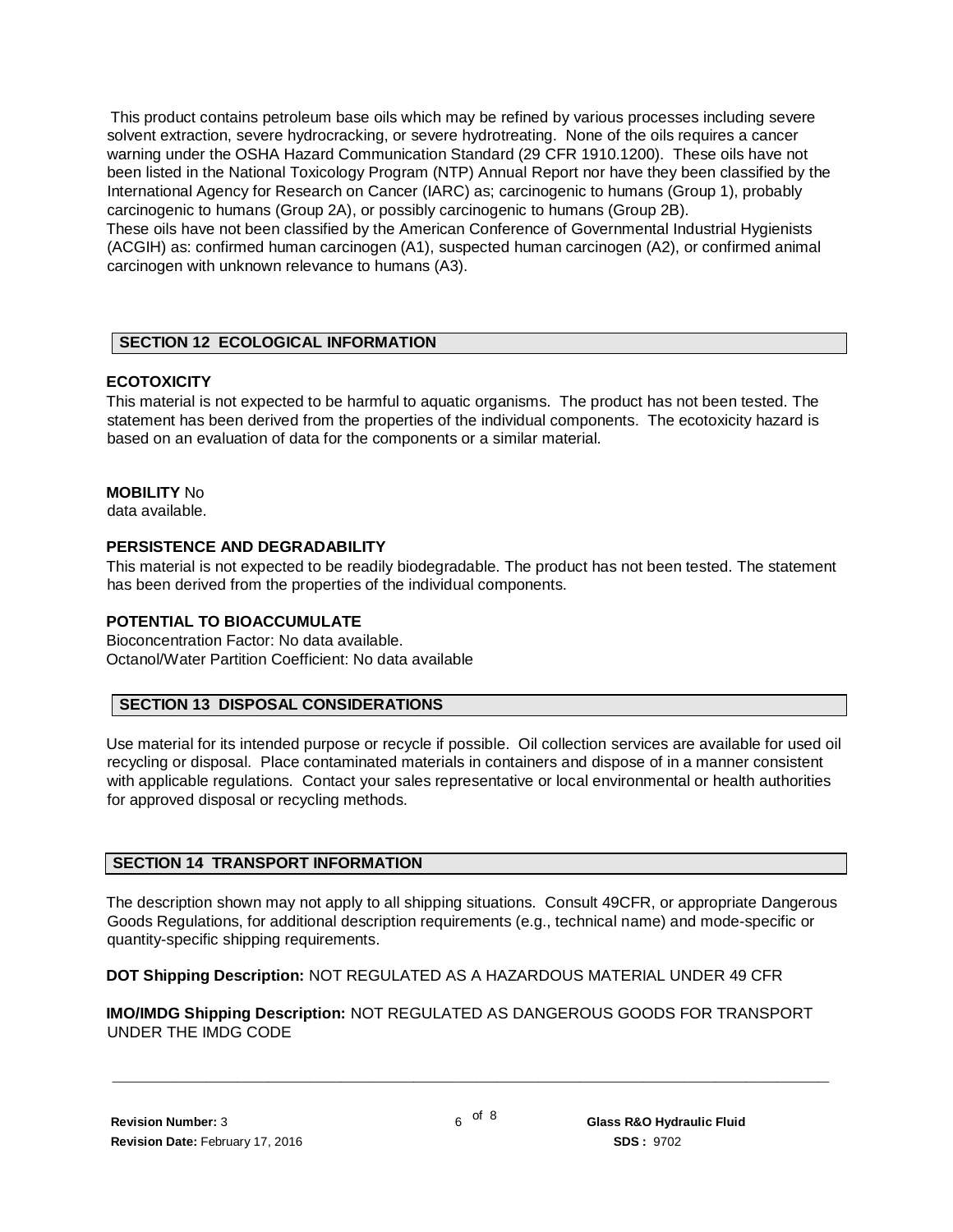This product contains petroleum base oils which may be refined by various processes including severe solvent extraction, severe hydrocracking, or severe hydrotreating. None of the oils requires a cancer warning under the OSHA Hazard Communication Standard (29 CFR 1910.1200). These oils have not been listed in the National Toxicology Program (NTP) Annual Report nor have they been classified by the International Agency for Research on Cancer (IARC) as; carcinogenic to humans (Group 1), probably carcinogenic to humans (Group 2A), or possibly carcinogenic to humans (Group 2B).
These oils have not been classified by the American Conference of Governmental Industrial Hygienists (ACGIH) as: confirmed human carcinogen (A1), suspected human carcinogen (A2), or confirmed animal carcinogen with unknown relevance to humans (A3).

## SECTION 12 ECOLOGICAL INFORMATION

**ECOTOXICITY**
This material is not expected to be harmful to aquatic organisms. The product has not been tested. The statement has been derived from the properties of the individual components. The ecotoxicity hazard is based on an evaluation of data for the components or a similar material.

**MOBILITY** No data available.

**PERSISTENCE AND DEGRADABILITY**
This material is not expected to be readily biodegradable. The product has not been tested. The statement has been derived from the properties of the individual components.

**POTENTIAL TO BIOACCUMULATE**
Bioconcentration Factor: No data available.
Octanol/Water Partition Coefficient: No data available

## SECTION 13 DISPOSAL CONSIDERATIONS

Use material for its intended purpose or recycle if possible. Oil collection services are available for used oil recycling or disposal. Place contaminated materials in containers and dispose of in a manner consistent with applicable regulations. Contact your sales representative or local environmental or health authorities for approved disposal or recycling methods.

## SECTION 14 TRANSPORT INFORMATION

The description shown may not apply to all shipping situations. Consult 49CFR, or appropriate Dangerous Goods Regulations, for additional description requirements (e.g., technical name) and mode-specific or quantity-specific shipping requirements.

**DOT Shipping Description:** NOT REGULATED AS A HAZARDOUS MATERIAL UNDER 49 CFR

**IMO/IMDG Shipping Description:** NOT REGULATED AS DANGEROUS GOODS FOR TRANSPORT UNDER THE IMDG CODE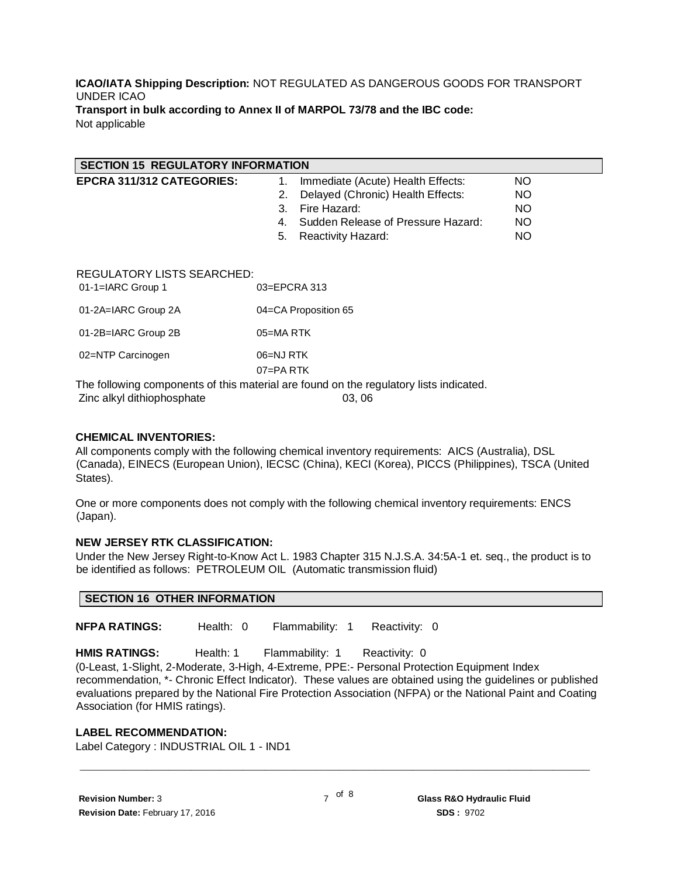**ICAO/IATA Shipping Description:** NOT REGULATED AS DANGEROUS GOODS FOR TRANSPORT UNDER ICAO

**Transport in bulk according to Annex II of MARPOL 73/78 and the IBC code:**
Not applicable

## SECTION 15 REGULATORY INFORMATION

**EPCRA 311/312 CATEGORIES:**

| | | |
|---|---|---|
| 1. | Immediate (Acute) Health Effects: | NO |
| 2. | Delayed (Chronic) Health Effects: | NO |
| 3. | Fire Hazard: | NO |
| 4. | Sudden Release of Pressure Hazard: | NO |
| 5. | Reactivity Hazard: | NO |

REGULATORY LISTS SEARCHED:

| | |
|---|---|
| 01-1=IARC Group 1 | 03=EPCRA 313 |
| 01-2A=IARC Group 2A | 04=CA Proposition 65 |
| 01-2B=IARC Group 2B | 05=MA RTK |
| 02=NTP Carcinogen | 06=NJ RTK |
| | 07=PA RTK |

The following components of this material are found on the regulatory lists indicated.

| | |
|---|---|
| Zinc alkyl dithiophosphate | 03, 06 |

**CHEMICAL INVENTORIES:**

All components comply with the following chemical inventory requirements: AICS (Australia), DSL (Canada), EINECS (European Union), IECSC (China), KECI (Korea), PICCS (Philippines), TSCA (United States).

One or more components does not comply with the following chemical inventory requirements: ENCS (Japan).

**NEW JERSEY RTK CLASSIFICATION:**

Under the New Jersey Right-to-Know Act L. 1983 Chapter 315 N.J.S.A. 34:5A-1 et. seq., the product is to be identified as follows: PETROLEUM OIL (Automatic transmission fluid)

## SECTION 16 OTHER INFORMATION

**NFPA RATINGS:** Health: 0 Flammability: 1 Reactivity: 0

**HMIS RATINGS:** Health: 1 Flammability: 1 Reactivity: 0

(0-Least, 1-Slight, 2-Moderate, 3-High, 4-Extreme, PPE:- Personal Protection Equipment Index recommendation, *- Chronic Effect Indicator). These values are obtained using the guidelines or published evaluations prepared by the National Fire Protection Association (NFPA) or the National Paint and Coating Association (for HMIS ratings).

**LABEL RECOMMENDATION:**

Label Category : INDUSTRIAL OIL 1 - IND1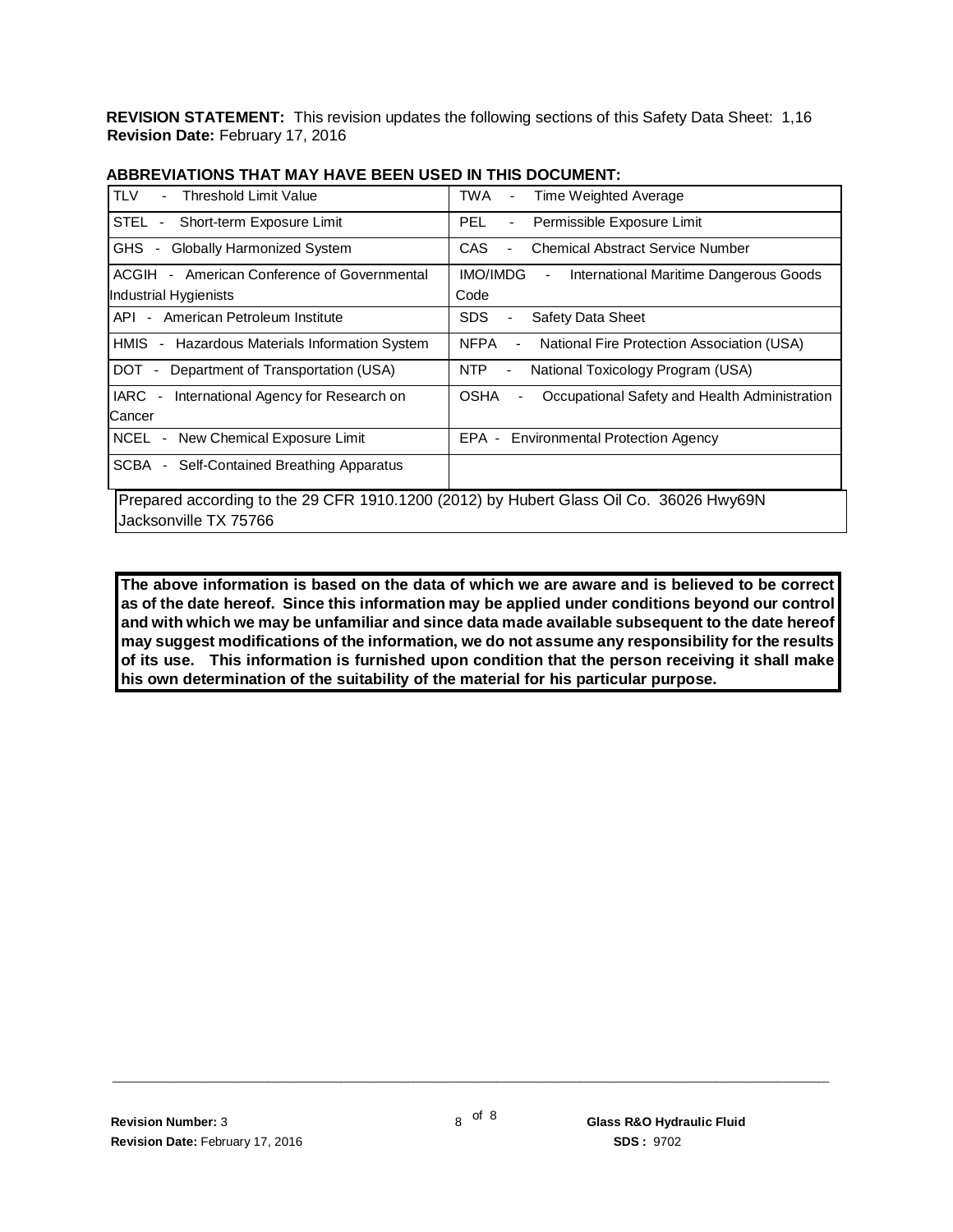**REVISION STATEMENT:** This revision updates the following sections of this Safety Data Sheet: 1,16
**Revision Date:** February 17, 2016

**ABBREVIATIONS THAT MAY HAVE BEEN USED IN THIS DOCUMENT:**

| | |
|---|---|
| TLV - Threshold Limit Value | TWA - Time Weighted Average |
| STEL - Short-term Exposure Limit | PEL - Permissible Exposure Limit |
| GHS - Globally Harmonized System | CAS - Chemical Abstract Service Number |
| ACGIH - American Conference of Governmental Industrial Hygienists | IMO/IMDG - International Maritime Dangerous Goods Code |
| API - American Petroleum Institute | SDS - Safety Data Sheet |
| HMIS - Hazardous Materials Information System | NFPA - National Fire Protection Association (USA) |
| DOT - Department of Transportation (USA) | NTP - National Toxicology Program (USA) |
| IARC - International Agency for Research on Cancer | OSHA - Occupational Safety and Health Administration |
| NCEL - New Chemical Exposure Limit | EPA - Environmental Protection Agency |
| SCBA - Self-Contained Breathing Apparatus | |

Prepared according to the 29 CFR 1910.1200 (2012) by Hubert Glass Oil Co. 36026 Hwy69N Jacksonville TX 75766

**The above information is based on the data of which we are aware and is believed to be correct as of the date hereof. Since this information may be applied under conditions beyond our control and with which we may be unfamiliar and since data made available subsequent to the date hereof may suggest modifications of the information, we do not assume any responsibility for the results of its use. This information is furnished upon condition that the person receiving it shall make his own determination of the suitability of the material for his particular purpose.**